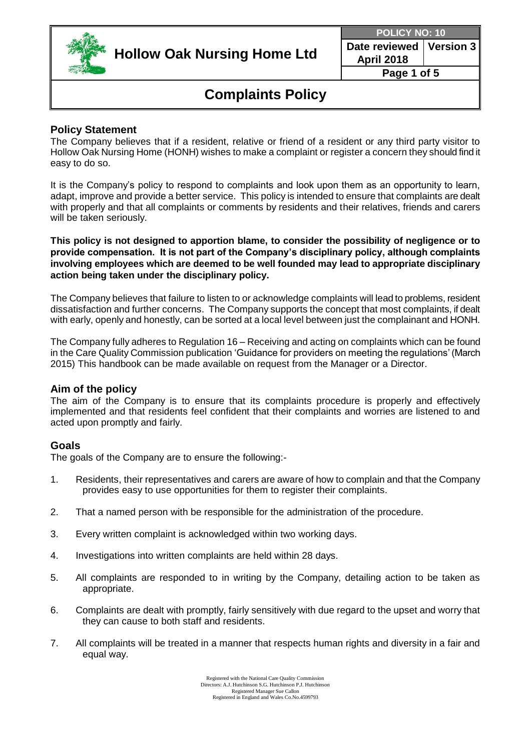# Hollow Oak Nursing Home Ltd

| POLICY NO: 10 | |
|---|---|
| Date reviewed April 2018 | Version 3 |

## Complaints Policy

### Policy Statement

The Company believes that if a resident, relative or friend of a resident or any third party visitor to Hollow Oak Nursing Home (HONH) wishes to make a complaint or register a concern they should find it easy to do so.

It is the Company's policy to respond to complaints and look upon them as an opportunity to learn, adapt, improve and provide a better service. This policy is intended to ensure that complaints are dealt with properly and that all complaints or comments by residents and their relatives, friends and carers will be taken seriously.

**This policy is not designed to apportion blame, to consider the possibility of negligence or to provide compensation. It is not part of the Company's disciplinary policy, although complaints involving employees which are deemed to be well founded may lead to appropriate disciplinary action being taken under the disciplinary policy.**

The Company believes that failure to listen to or acknowledge complaints will lead to problems, resident dissatisfaction and further concerns. The Company supports the concept that most complaints, if dealt with early, openly and honestly, can be sorted at a local level between just the complainant and HONH.

The Company fully adheres to Regulation 16 – Receiving and acting on complaints which can be found in the Care Quality Commission publication 'Guidance for providers on meeting the regulations' (March 2015) This handbook can be made available on request from the Manager or a Director.

### Aim of the policy

The aim of the Company is to ensure that its complaints procedure is properly and effectively implemented and that residents feel confident that their complaints and worries are listened to and acted upon promptly and fairly.

### Goals

The goals of the Company are to ensure the following:-

1. Residents, their representatives and carers are aware of how to complain and that the Company provides easy to use opportunities for them to register their complaints.
2. That a named person with be responsible for the administration of the procedure.
3. Every written complaint is acknowledged within two working days.
4. Investigations into written complaints are held within 28 days.
5. All complaints are responded to in writing by the Company, detailing action to be taken as appropriate.
6. Complaints are dealt with promptly, fairly sensitively with due regard to the upset and worry that they can cause to both staff and residents.
7. All complaints will be treated in a manner that respects human rights and diversity in a fair and equal way.

Registered with the National Care Quality Commission
Directors: A.J. Hutchinson S.G. Hutchinson P.J. Hutchinson
Registered Manager Sue Callon
Registered in England and Wales Co.No.4599793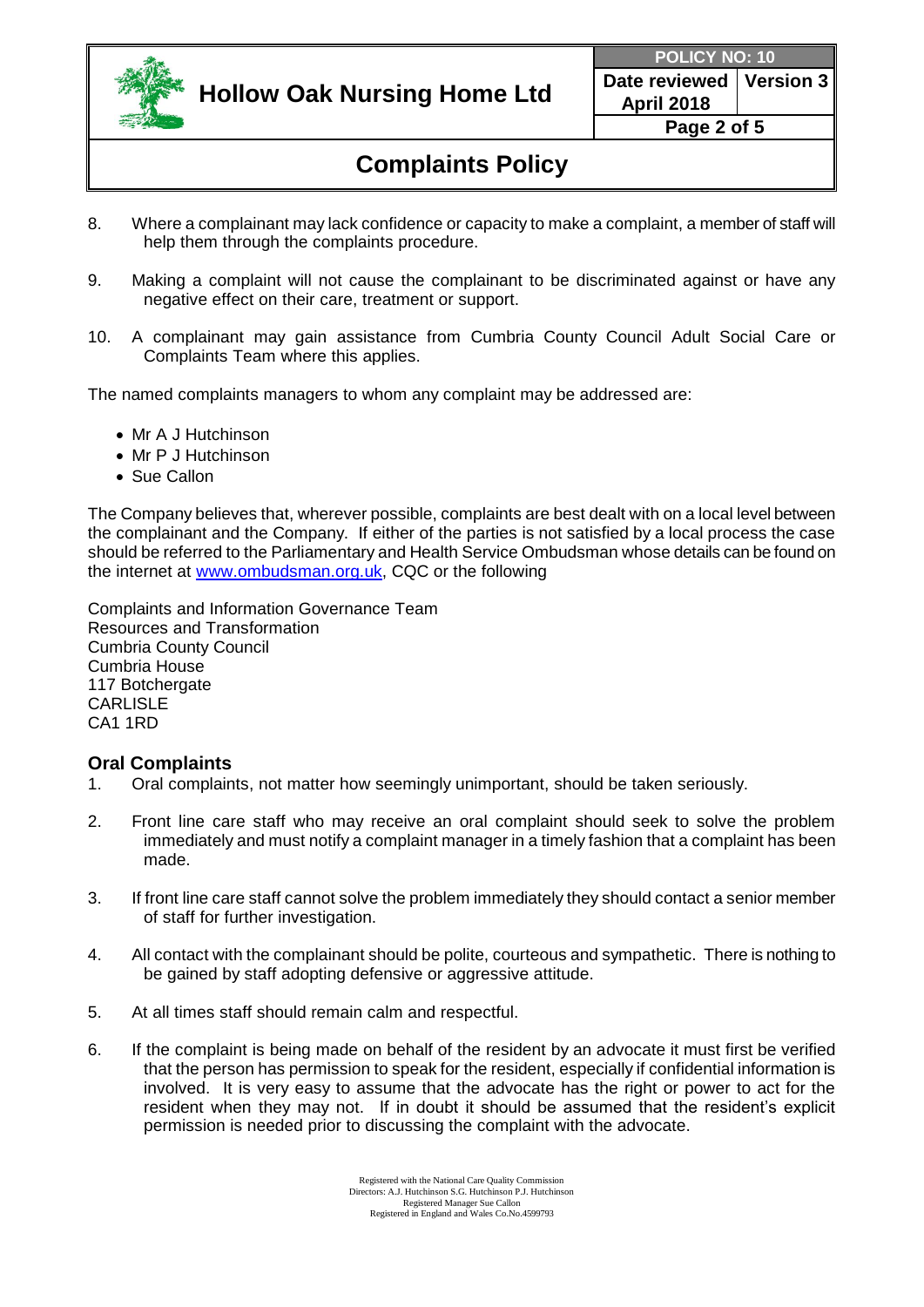8. Where a complainant may lack confidence or capacity to make a complaint, a member of staff will help them through the complaints procedure.

9. Making a complaint will not cause the complainant to be discriminated against or have any negative effect on their care, treatment or support.

10. A complainant may gain assistance from Cumbria County Council Adult Social Care or Complaints Team where this applies.

The named complaints managers to whom any complaint may be addressed are:

- Mr A J Hutchinson
- Mr P J Hutchinson
- Sue Callon

The Company believes that, wherever possible, complaints are best dealt with on a local level between the complainant and the Company. If either of the parties is not satisfied by a local process the case should be referred to the Parliamentary and Health Service Ombudsman whose details can be found on the internet at [www.ombudsman.org.uk](http://www.ombudsman.org.uk), CQC or the following

Complaints and Information Governance Team
Resources and Transformation
Cumbria County Council
Cumbria House
117 Botchergate
CARLISLE
CA1 1RD

### Oral Complaints

1. Oral complaints, not matter how seemingly unimportant, should be taken seriously.

2. Front line care staff who may receive an oral complaint should seek to solve the problem immediately and must notify a complaint manager in a timely fashion that a complaint has been made.

3. If front line care staff cannot solve the problem immediately they should contact a senior member of staff for further investigation.

4. All contact with the complainant should be polite, courteous and sympathetic. There is nothing to be gained by staff adopting defensive or aggressive attitude.

5. At all times staff should remain calm and respectful.

6. If the complaint is being made on behalf of the resident by an advocate it must first be verified that the person has permission to speak for the resident, especially if confidential information is involved. It is very easy to assume that the advocate has the right or power to act for the resident when they may not. If in doubt it should be assumed that the resident's explicit permission is needed prior to discussing the complaint with the advocate.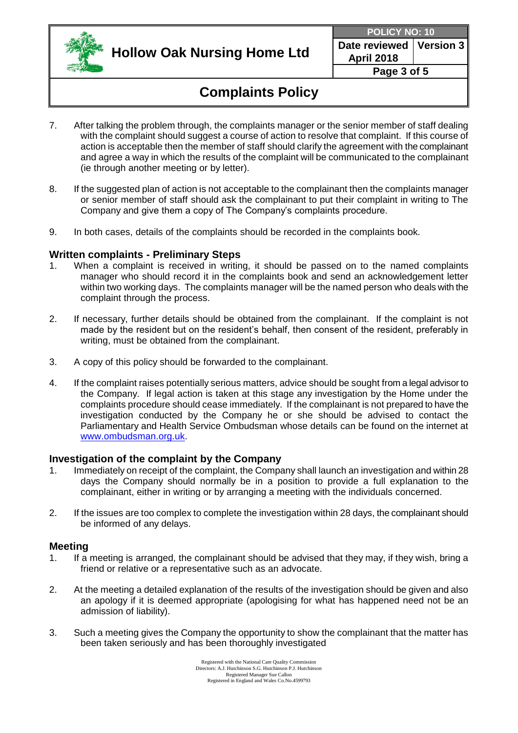7. After talking the problem through, the complaints manager or the senior member of staff dealing with the complaint should suggest a course of action to resolve that complaint. If this course of action is acceptable then the member of staff should clarify the agreement with the complainant and agree a way in which the results of the complaint will be communicated to the complainant (ie through another meeting or by letter).

8. If the suggested plan of action is not acceptable to the complainant then the complaints manager or senior member of staff should ask the complainant to put their complaint in writing to The Company and give them a copy of The Company's complaints procedure.

9. In both cases, details of the complaints should be recorded in the complaints book.

### Written complaints - Preliminary Steps

1. When a complaint is received in writing, it should be passed on to the named complaints manager who should record it in the complaints book and send an acknowledgement letter within two working days. The complaints manager will be the named person who deals with the complaint through the process.

2. If necessary, further details should be obtained from the complainant. If the complaint is not made by the resident but on the resident's behalf, then consent of the resident, preferably in writing, must be obtained from the complainant.

3. A copy of this policy should be forwarded to the complainant.

4. If the complaint raises potentially serious matters, advice should be sought from a legal advisor to the Company. If legal action is taken at this stage any investigation by the Home under the complaints procedure should cease immediately. If the complainant is not prepared to have the investigation conducted by the Company he or she should be advised to contact the Parliamentary and Health Service Ombudsman whose details can be found on the internet at [www.ombudsman.org.uk](http://www.ombudsman.org.uk).

### Investigation of the complaint by the Company

1. Immediately on receipt of the complaint, the Company shall launch an investigation and within 28 days the Company should normally be in a position to provide a full explanation to the complainant, either in writing or by arranging a meeting with the individuals concerned.

2. If the issues are too complex to complete the investigation within 28 days, the complainant should be informed of any delays.

### Meeting

1. If a meeting is arranged, the complainant should be advised that they may, if they wish, bring a friend or relative or a representative such as an advocate.

2. At the meeting a detailed explanation of the results of the investigation should be given and also an apology if it is deemed appropriate (apologising for what has happened need not be an admission of liability).

3. Such a meeting gives the Company the opportunity to show the complainant that the matter has been taken seriously and has been thoroughly investigated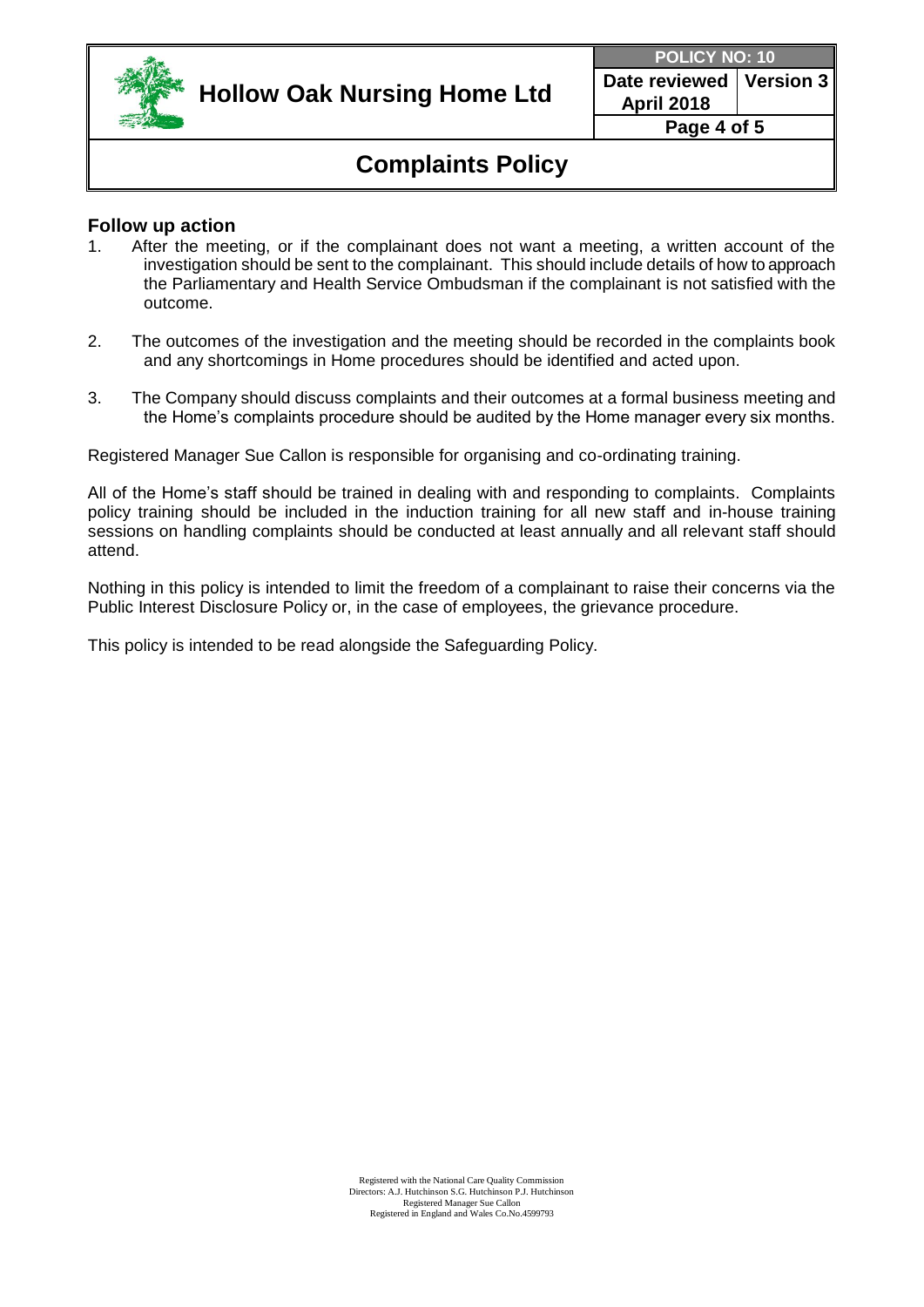## Follow up action

1. After the meeting, or if the complainant does not want a meeting, a written account of the investigation should be sent to the complainant. This should include details of how to approach the Parliamentary and Health Service Ombudsman if the complainant is not satisfied with the outcome.

2. The outcomes of the investigation and the meeting should be recorded in the complaints book and any shortcomings in Home procedures should be identified and acted upon.

3. The Company should discuss complaints and their outcomes at a formal business meeting and the Home's complaints procedure should be audited by the Home manager every six months.

Registered Manager Sue Callon is responsible for organising and co-ordinating training.

All of the Home's staff should be trained in dealing with and responding to complaints. Complaints policy training should be included in the induction training for all new staff and in-house training sessions on handling complaints should be conducted at least annually and all relevant staff should attend.

Nothing in this policy is intended to limit the freedom of a complainant to raise their concerns via the Public Interest Disclosure Policy or, in the case of employees, the grievance procedure.

This policy is intended to be read alongside the Safeguarding Policy.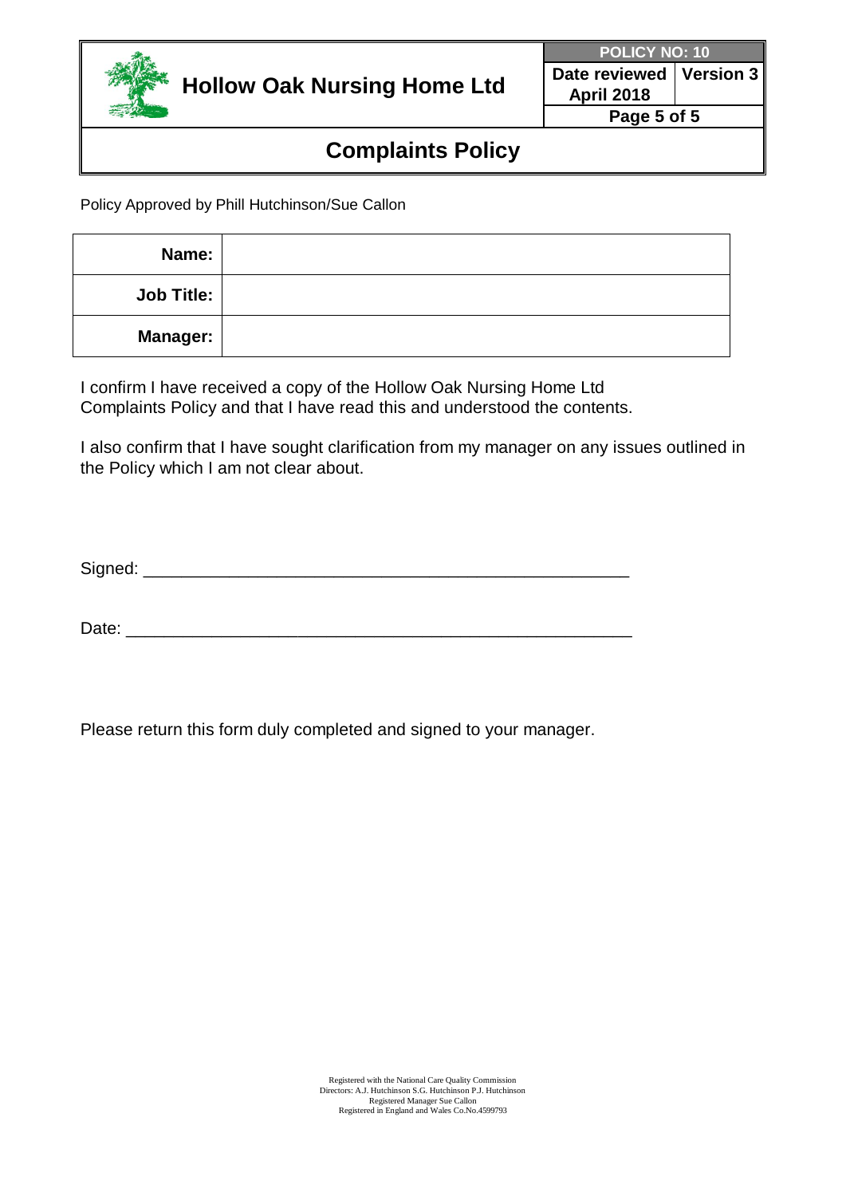# Complaints Policy

Policy Approved by Phill Hutchinson/Sue Callon

| | |
|---|---|
| **Name:** | |
| **Job Title:** | |
| **Manager:** | |

I confirm I have received a copy of the Hollow Oak Nursing Home Ltd Complaints Policy and that I have read this and understood the contents.

I also confirm that I have sought clarification from my manager on any issues outlined in the Policy which I am not clear about.

Signed: ___________________________________________________

Date: _____________________________________________________

Please return this form duly completed and signed to your manager.

Registered with the National Care Quality Commission
Directors: A.J. Hutchinson S.G. Hutchinson P.J. Hutchinson
Registered Manager Sue Callon
Registered in England and Wales Co.No.4599793